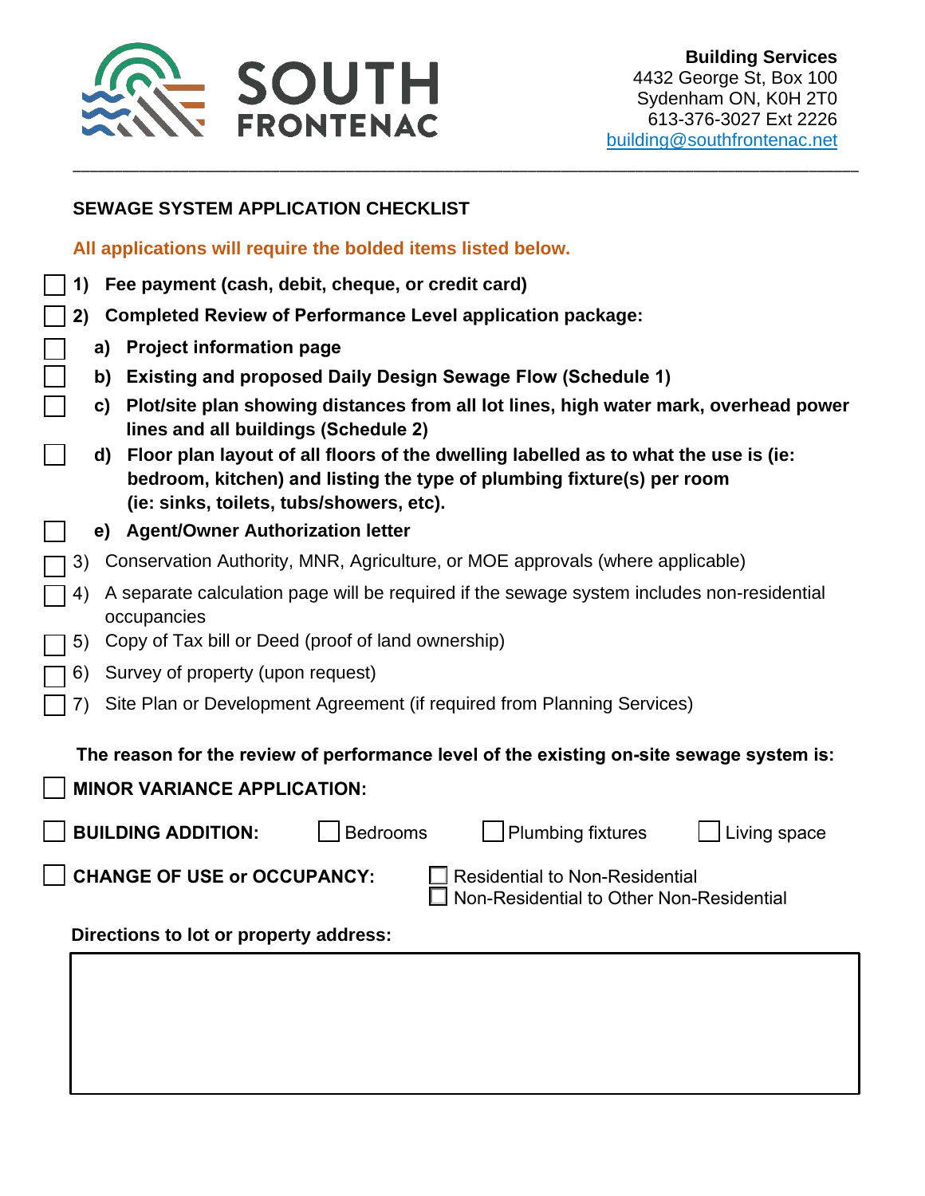**SOUTH FRONTENAC**

**Building Services**
4432 George St, Box 100
Sydenham ON, K0H 2T0
613-376-3027 Ext 2226
building@southfrontenac.net

---

## SEWAGE SYSTEM APPLICATION CHECKLIST

**All applications will require the bolded items listed below.**

- ☐ **1) Fee payment (cash, debit, cheque, or credit card)**
- ☐ **2) Completed Review of Performance Level application package:**
  - ☐ **a) Project information page**
  - ☐ **b) Existing and proposed Daily Design Sewage Flow (Schedule 1)**
  - ☐ **c) Plot/site plan showing distances from all lot lines, high water mark, overhead power lines and all buildings (Schedule 2)**
  - ☐ **d) Floor plan layout of all floors of the dwelling labelled as to what the use is (ie: bedroom, kitchen) and listing the type of plumbing fixture(s) per room (ie: sinks, toilets, tubs/showers, etc).**
  - ☐ **e) Agent/Owner Authorization letter**
- ☐ 3) Conservation Authority, MNR, Agriculture, or MOE approvals (where applicable)
- ☐ 4) A separate calculation page will be required if the sewage system includes non-residential occupancies
- ☐ 5) Copy of Tax bill or Deed (proof of land ownership)
- ☐ 6) Survey of property (upon request)
- ☐ 7) Site Plan or Development Agreement (if required from Planning Services)

**The reason for the review of performance level of the existing on-site sewage system is:**

☐ **MINOR VARIANCE APPLICATION:**

☐ **BUILDING ADDITION:** ☐ Bedrooms ☐ Plumbing fixtures ☐ Living space

☐ **CHANGE OF USE or OCCUPANCY:** ☐ Residential to Non-Residential ☐ Non-Residential to Other Non-Residential

**Directions to lot or property address:**

| |
|---|
| |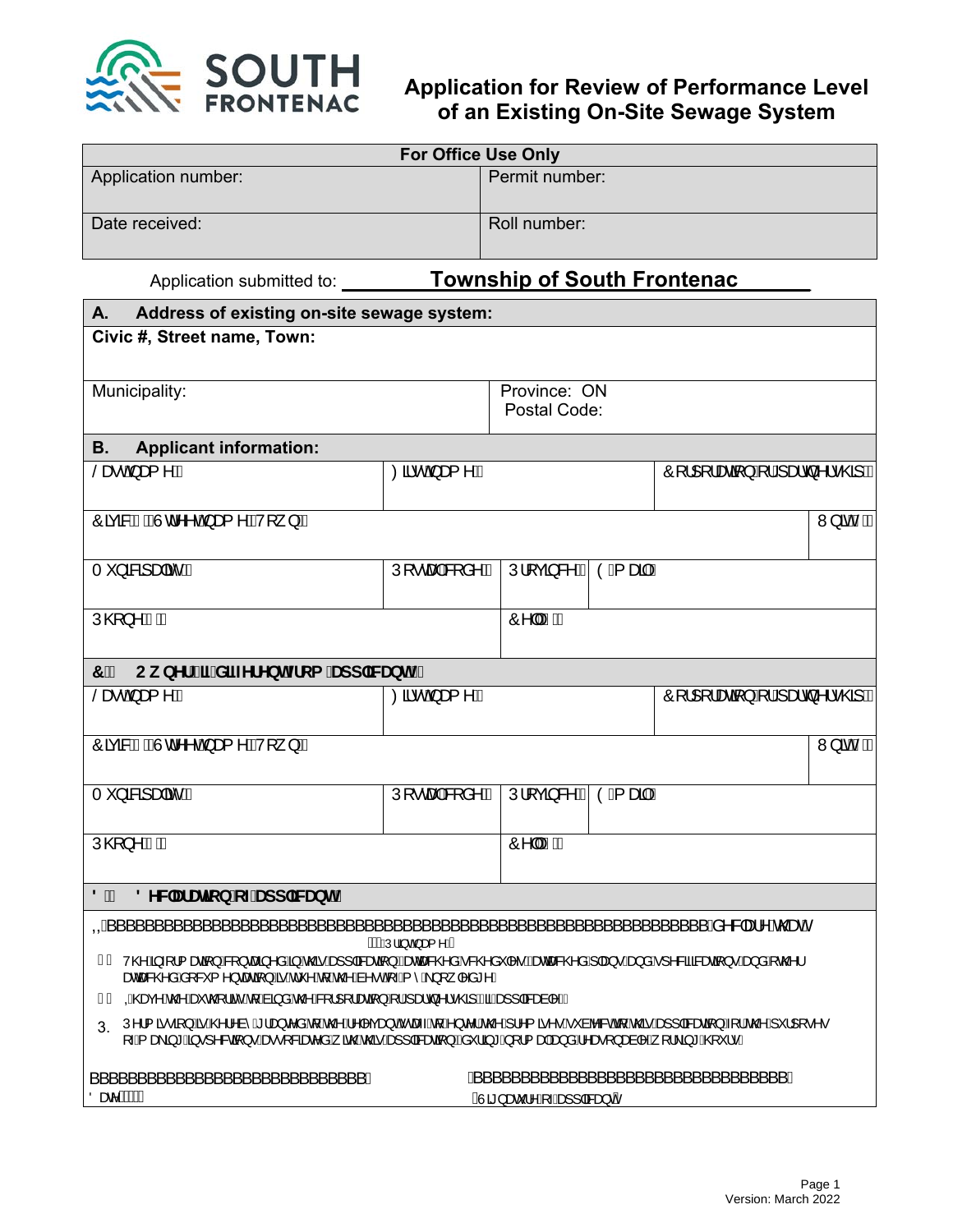# Application for Review of Performance Level of an Existing On-Site Sewage System

| For Office Use Only | |
|---|---|
| Application number: | Permit number: |
| Date received: | Roll number: |

Application submitted to: **Township of South Frontenac**

| **A. Address of existing on-site sewage system:** | |
|---|---|
| **Civic #, Street name, Town:** | |
| Municipality: | Province: ON<br>Postal Code: |

| **B. Applicant information:** | | | | |
|---|---|---|---|---|
| Last name: | First name: | | Corporation or partnership: | |
| Civic #, Street name, Town: | | | | Unit #: |
| Municipality: | Postal code: | Province: | Email: | |
| Phone #: | | Cell #: | | |

| **C. Owner (if different from applicant):** | | | | |
|---|---|---|---|---|
| Last name: | First name: | | Corporation or partnership: | |
| Civic #, Street name, Town: | | | | Unit #: |
| Municipality: | Postal code: | Province: | Email: | |
| Phone #: | | Cell #: | | |

**D. Declaration of applicant:**

I, ________________________________________________ declare that:
(Print name)

1. The information contained in this application, attached schedules, attached plans and specifications, and other attached documentation is true to the best of my knowledge.
2. I have the authority to bind the corporation or partnership (if applicable).
3. Permission is hereby granted to the relevant staff to enter the premises subject to this application for the purposes of making inspections associated with this application during normal and reasonable working hours.

______________________________ &nbsp;&nbsp;&nbsp;&nbsp;&nbsp;&nbsp;&nbsp;&nbsp; ______________________________
Date: &nbsp;&nbsp;&nbsp;&nbsp;&nbsp;&nbsp;&nbsp;&nbsp;&nbsp;&nbsp;&nbsp;&nbsp;&nbsp;&nbsp;&nbsp;&nbsp;&nbsp;&nbsp;&nbsp;&nbsp;&nbsp;&nbsp;&nbsp;&nbsp;&nbsp;&nbsp;&nbsp;&nbsp;&nbsp;&nbsp;&nbsp;&nbsp;&nbsp;&nbsp;&nbsp;&nbsp; Signature of applicant

Version: March 2022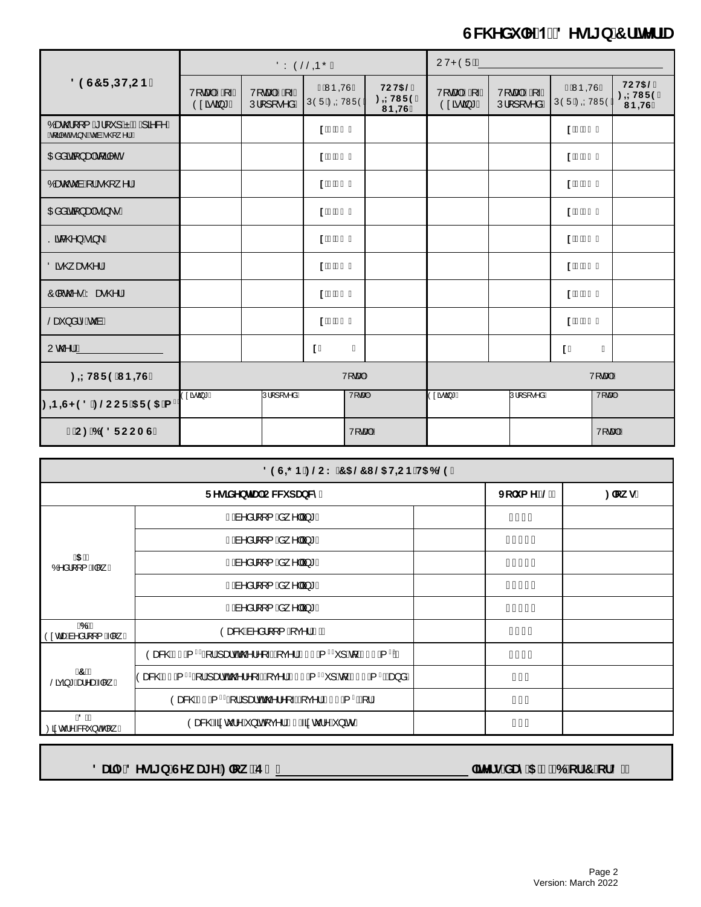## Schedule N – Design Criteria

| DESCRIPTION | DWELLING | | | | OTHER: ____________ | | | |
|---|---|---|---|---|---|---|---|---|
| | Total of Existing | Total of Proposed | UNITS PER FIXTURE | TOTAL FIXTURE UNITS | Total of Existing | Total of Proposed | UNITS PER FIXTURE | TOTAL FIXTURE UNITS |
| Bathroom group – piece (toilet, sink, tub/shower) | | | x | | | | x | |
| Additional toilets | | | x | | | | x | |
| Bathtub or shower | | | x | | | | x | |
| Additional sinks | | | x | | | | x | |
| Kitchen sink | | | x | | | | x | |
| Dishwasher | | | x | | | | x | |
| Clothes Washer | | | x | | | | x | |
| Laundry tub | | | x | | | | x | |
| Other ____________ | | | x | | | | x | |
| FIXTURE UNITS | Total | | | | Total | | | |
| FINISHED FLOOR AREA (m²) | Existing | Proposed | Total | | Existing | Proposed | Total | |
| # OF BEDROOMS | | | Total | | | | Total | |

| DESIGN FLOW CALCULATION TABLE | | | |
|---|---|---|---|
| Residential Occupancy | | Volume (L) | Flows |
| A) Bedroom flow | bedroom dwelling | | |
| | bedroom dwelling | | |
| | bedroom dwelling | | |
| | bedroom dwelling | | |
| | bedroom dwelling | | |
| B) Extra bedroom flow | Each bedroom over | | |
| C) Living area flow | Each m² or part thereof over m² up to m² | | |
| | Each m² or part thereof over m² up to m² and | | |
| | Each m² or part thereof over m² or | | |
| D) Fixture count flow | Each fixture unit over fixture units | | |

**Daily Design Sewage Flow (Q)** ______________________ litres/day (A + B or C or D)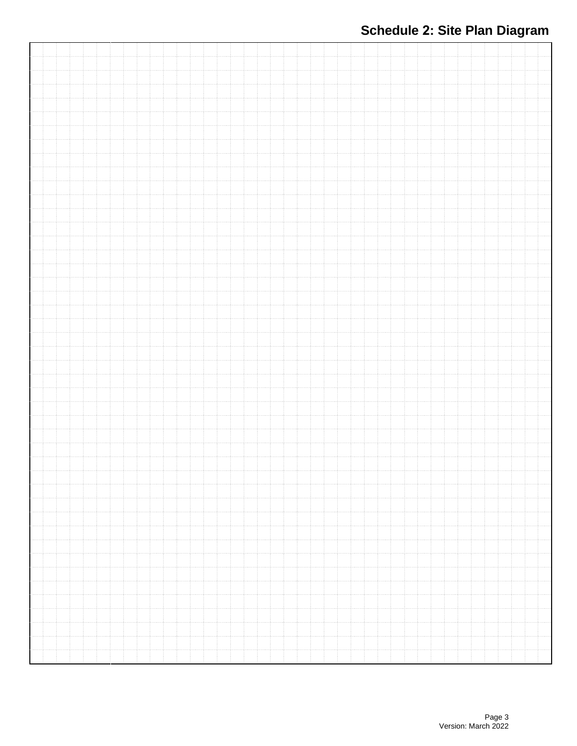# Schedule 2: Site Plan Diagram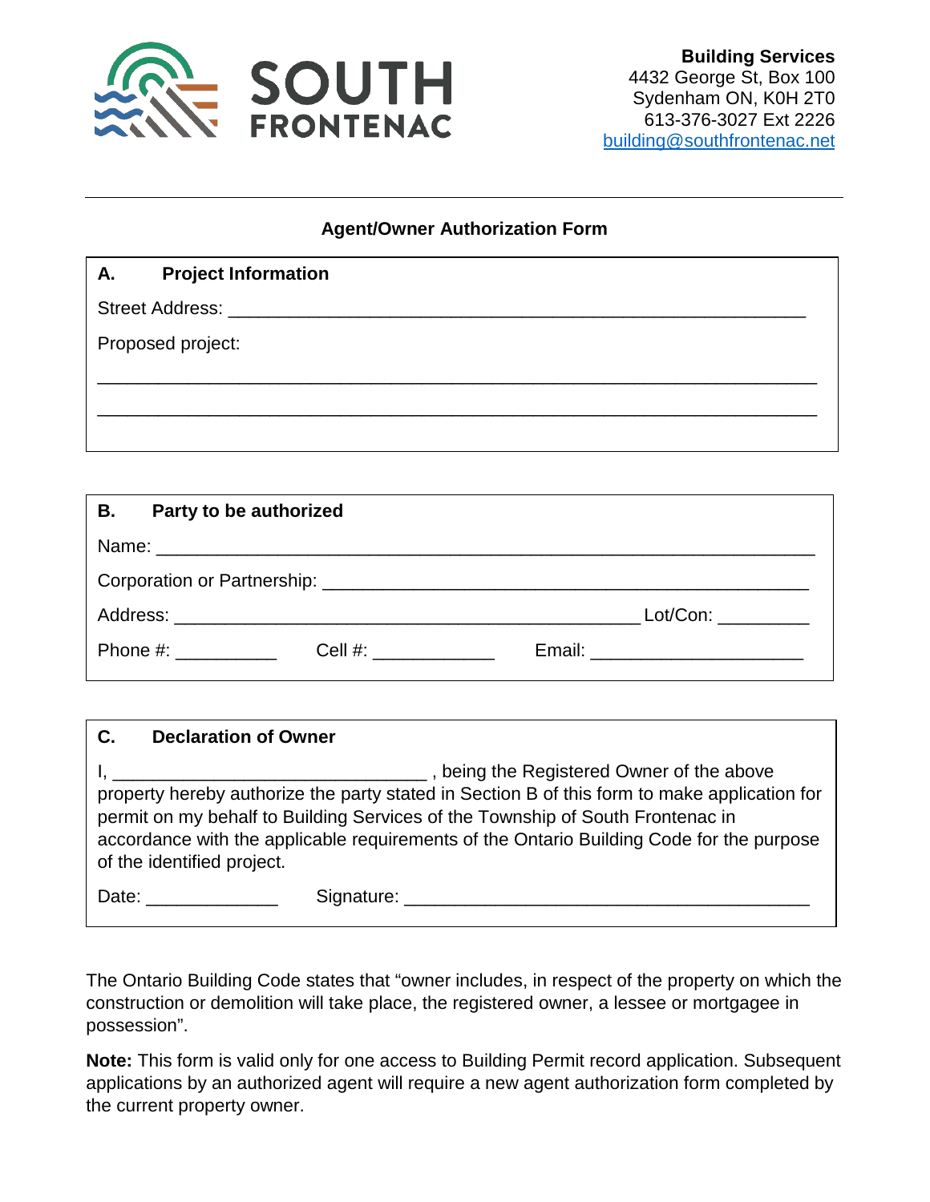SOUTH FRONTENAC

**Building Services**
4432 George St, Box 100
Sydenham ON, K0H 2T0
613-376-3027 Ext 2226
building@southfrontenac.net

---

## Agent/Owner Authorization Form

### A. Project Information

Street Address: ___________________________________________________________

Proposed project:

_____________________________________________________________________________

_____________________________________________________________________________

### B. Party to be authorized

Name: ______________________________________________________________________

Corporation or Partnership: ________________________________________________

Address: _________________________________________________ Lot/Con: _________

Phone #: __________ Cell #: ____________ Email: _____________________

### C. Declaration of Owner

I, _______________________________ , being the Registered Owner of the above property hereby authorize the party stated in Section B of this form to make application for permit on my behalf to Building Services of the Township of South Frontenac in accordance with the applicable requirements of the Ontario Building Code for the purpose of the identified project.

Date: _____________ Signature: ________________________________________

The Ontario Building Code states that "owner includes, in respect of the property on which the construction or demolition will take place, the registered owner, a lessee or mortgagee in possession".

**Note:** This form is valid only for one access to Building Permit record application. Subsequent applications by an authorized agent will require a new agent authorization form completed by the current property owner.